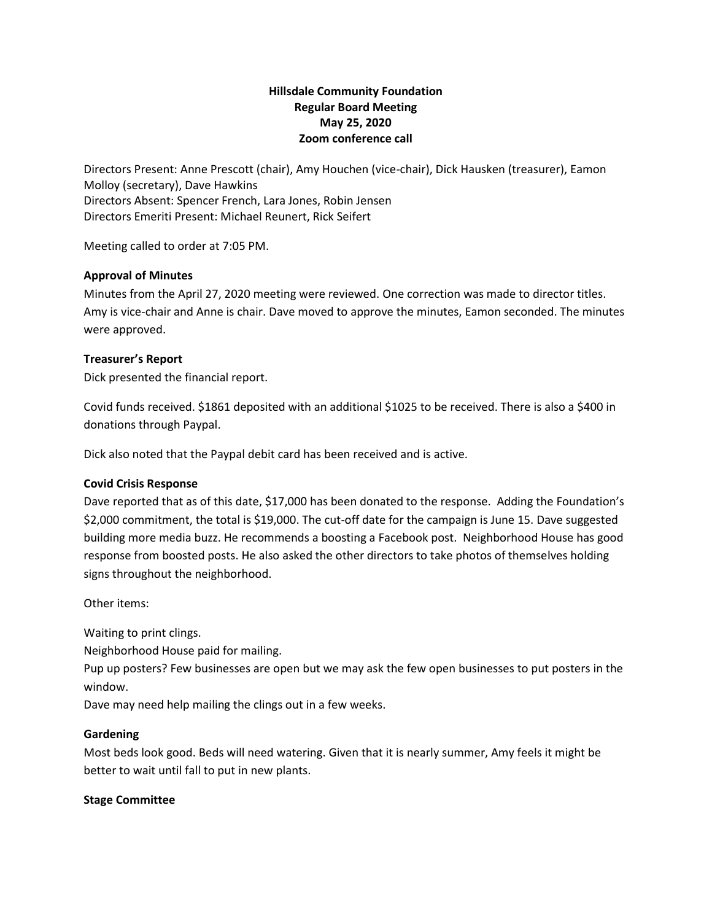**Hillsdale Community Foundation**
**Regular Board Meeting**
**May 25, 2020**
**Zoom conference call**

Directors Present: Anne Prescott (chair), Amy Houchen (vice-chair), Dick Hausken (treasurer), Eamon Molloy (secretary), Dave Hawkins
Directors Absent: Spencer French, Lara Jones, Robin Jensen
Directors Emeriti Present: Michael Reunert, Rick Seifert

Meeting called to order at 7:05 PM.

**Approval of Minutes**

Minutes from the April 27, 2020 meeting were reviewed. One correction was made to director titles. Amy is vice-chair and Anne is chair. Dave moved to approve the minutes, Eamon seconded. The minutes were approved.

**Treasurer's Report**

Dick presented the financial report.

Covid funds received. $1861 deposited with an additional $1025 to be received. There is also a $400 in donations through Paypal.

Dick also noted that the Paypal debit card has been received and is active.

**Covid Crisis Response**

Dave reported that as of this date, $17,000 has been donated to the response. Adding the Foundation's $2,000 commitment, the total is $19,000. The cut-off date for the campaign is June 15. Dave suggested building more media buzz. He recommends a boosting a Facebook post. Neighborhood House has good response from boosted posts. He also asked the other directors to take photos of themselves holding signs throughout the neighborhood.

Other items:

Waiting to print clings.
Neighborhood House paid for mailing.
Pup up posters? Few businesses are open but we may ask the few open businesses to put posters in the window.
Dave may need help mailing the clings out in a few weeks.

**Gardening**

Most beds look good. Beds will need watering. Given that it is nearly summer, Amy feels it might be better to wait until fall to put in new plants.

**Stage Committee**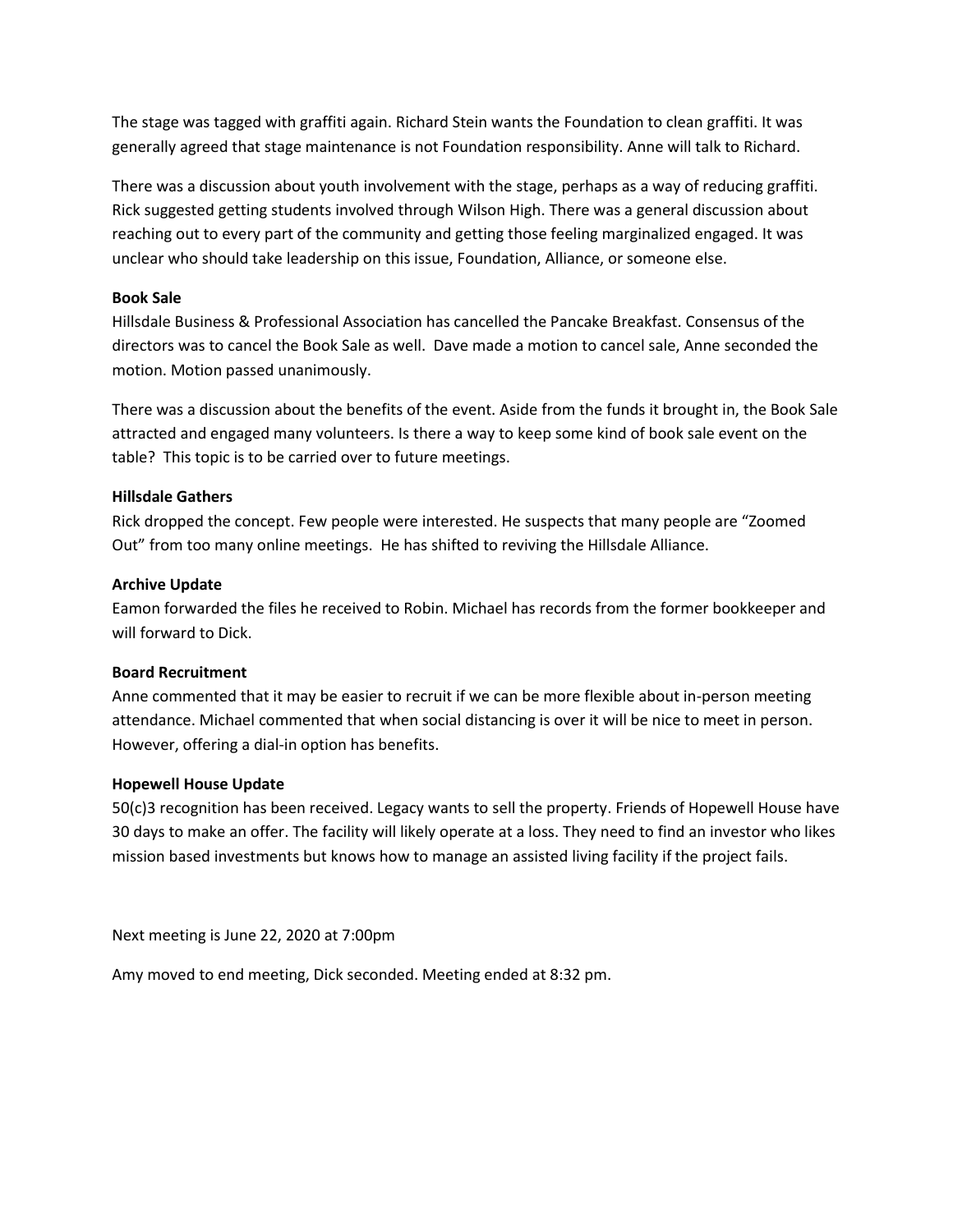The stage was tagged with graffiti again. Richard Stein wants the Foundation to clean graffiti. It was generally agreed that stage maintenance is not Foundation responsibility. Anne will talk to Richard.

There was a discussion about youth involvement with the stage, perhaps as a way of reducing graffiti. Rick suggested getting students involved through Wilson High. There was a general discussion about reaching out to every part of the community and getting those feeling marginalized engaged. It was unclear who should take leadership on this issue, Foundation, Alliance, or someone else.

**Book Sale**
Hillsdale Business & Professional Association has cancelled the Pancake Breakfast. Consensus of the directors was to cancel the Book Sale as well. Dave made a motion to cancel sale, Anne seconded the motion. Motion passed unanimously.

There was a discussion about the benefits of the event. Aside from the funds it brought in, the Book Sale attracted and engaged many volunteers. Is there a way to keep some kind of book sale event on the table? This topic is to be carried over to future meetings.

**Hillsdale Gathers**
Rick dropped the concept. Few people were interested. He suspects that many people are "Zoomed Out" from too many online meetings. He has shifted to reviving the Hillsdale Alliance.

**Archive Update**
Eamon forwarded the files he received to Robin. Michael has records from the former bookkeeper and will forward to Dick.

**Board Recruitment**
Anne commented that it may be easier to recruit if we can be more flexible about in-person meeting attendance. Michael commented that when social distancing is over it will be nice to meet in person. However, offering a dial-in option has benefits.

**Hopewell House Update**
50(c)3 recognition has been received. Legacy wants to sell the property. Friends of Hopewell House have 30 days to make an offer. The facility will likely operate at a loss. They need to find an investor who likes mission based investments but knows how to manage an assisted living facility if the project fails.

Next meeting is June 22, 2020 at 7:00pm

Amy moved to end meeting, Dick seconded. Meeting ended at 8:32 pm.